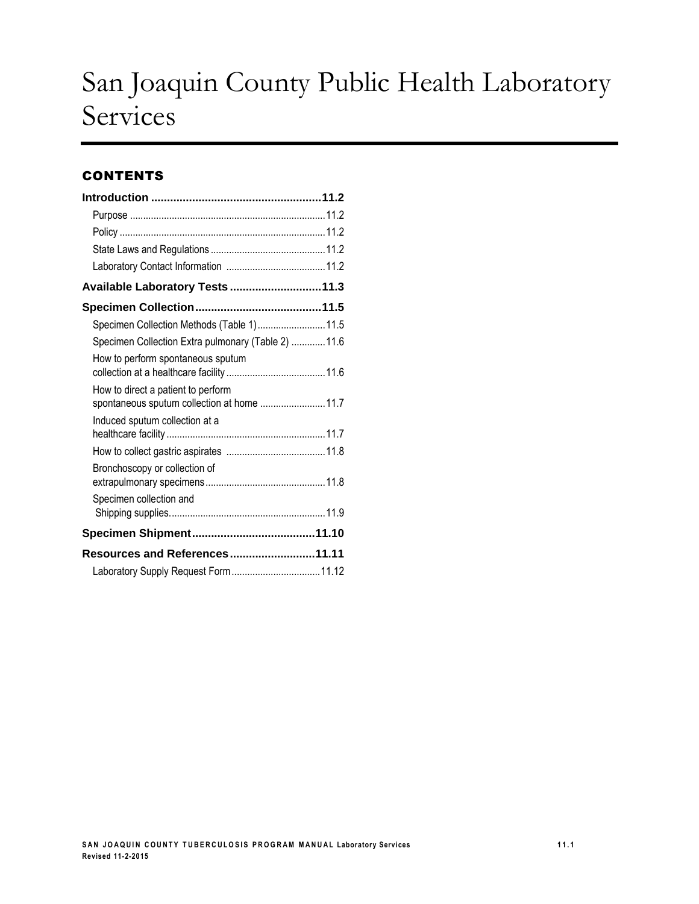# San Joaquin County Public Health Laboratory Services

## CONTENTS

**Introduction ......................................................11.2**

- Purpose ..........................................................................11.2
- Policy ..............................................................................11.2
- State Laws and Regulations ...........................................11.2
- Laboratory Contact Information ......................................11.2

**Available Laboratory Tests ............................11.3**

**Specimen Collection........................................11.5**

- Specimen Collection Methods (Table 1)..........................11.5
- Specimen Collection Extra pulmonary (Table 2) .............11.6
- How to perform spontaneous sputum collection at a healthcare facility ......................................11.6
- How to direct a patient to perform spontaneous sputum collection at home .........................11.7
- Induced sputum collection at a healthcare facility ............................................................11.7
- How to collect gastric aspirates ......................................11.8
- Bronchoscopy or collection of extrapulmonary specimens.............................................11.8
- Specimen collection and Shipping supplies............................................................11.9

**Specimen Shipment.......................................11.10**

**Resources and References...........................11.11**

- Laboratory Supply Request Form..................................11.12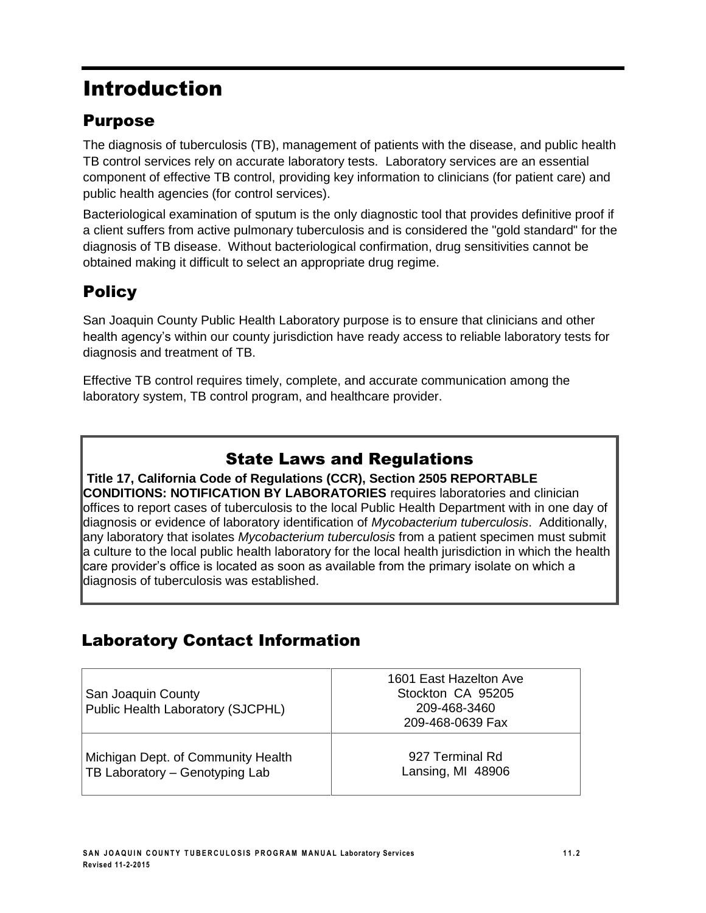# Introduction

## Purpose

The diagnosis of tuberculosis (TB), management of patients with the disease, and public health TB control services rely on accurate laboratory tests. Laboratory services are an essential component of effective TB control, providing key information to clinicians (for patient care) and public health agencies (for control services).

Bacteriological examination of sputum is the only diagnostic tool that provides definitive proof if a client suffers from active pulmonary tuberculosis and is considered the "gold standard" for the diagnosis of TB disease. Without bacteriological confirmation, drug sensitivities cannot be obtained making it difficult to select an appropriate drug regime.

## Policy

San Joaquin County Public Health Laboratory purpose is to ensure that clinicians and other health agency's within our county jurisdiction have ready access to reliable laboratory tests for diagnosis and treatment of TB.

Effective TB control requires timely, complete, and accurate communication among the laboratory system, TB control program, and healthcare provider.

### State Laws and Regulations

**Title 17, California Code of Regulations (CCR), Section 2505 REPORTABLE CONDITIONS: NOTIFICATION BY LABORATORIES** requires laboratories and clinician offices to report cases of tuberculosis to the local Public Health Department with in one day of diagnosis or evidence of laboratory identification of *Mycobacterium tuberculosis*. Additionally, any laboratory that isolates *Mycobacterium tuberculosis* from a patient specimen must submit a culture to the local public health laboratory for the local health jurisdiction in which the health care provider's office is located as soon as available from the primary isolate on which a diagnosis of tuberculosis was established.

## Laboratory Contact Information

| | |
|---|---|
| San Joaquin County<br>Public Health Laboratory (SJCPHL) | 1601 East Hazelton Ave<br>Stockton CA 95205<br>209-468-3460<br>209-468-0639 Fax |
| Michigan Dept. of Community Health<br>TB Laboratory – Genotyping Lab | 927 Terminal Rd<br>Lansing, MI 48906 |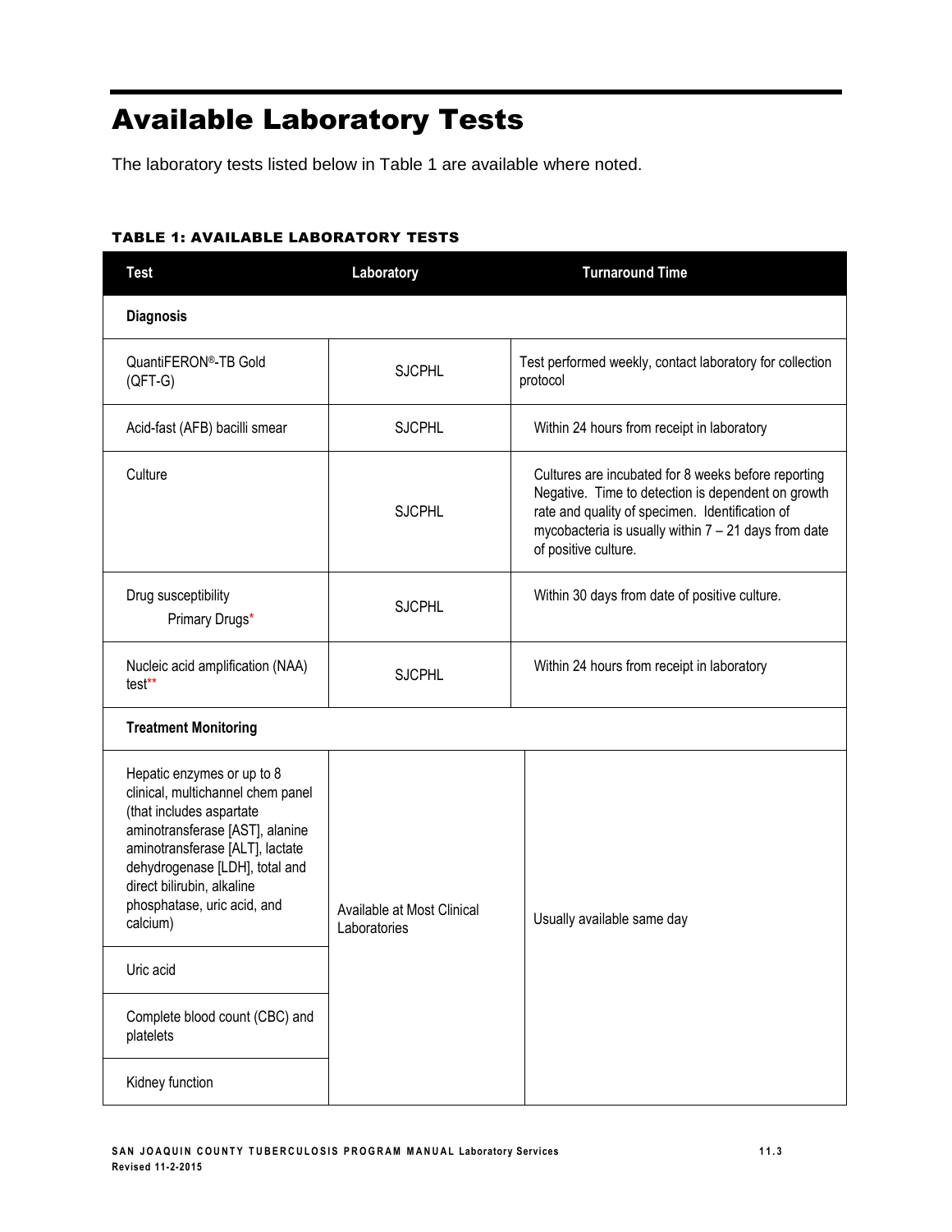# Available Laboratory Tests

The laboratory tests listed below in Table 1 are available where noted.

**TABLE 1: AVAILABLE LABORATORY TESTS**

| Test | Laboratory | Turnaround Time |
|---|---|---|
| **Diagnosis** | | |
| QuantiFERON®-TB Gold (QFT-G) | SJCPHL | Test performed weekly, contact laboratory for collection protocol |
| Acid-fast (AFB) bacilli smear | SJCPHL | Within 24 hours from receipt in laboratory |
| Culture | SJCPHL | Cultures are incubated for 8 weeks before reporting Negative. Time to detection is dependent on growth rate and quality of specimen. Identification of mycobacteria is usually within 7 – 21 days from date of positive culture. |
| Drug susceptibility Primary Drugs* | SJCPHL | Within 30 days from date of positive culture. |
| Nucleic acid amplification (NAA) test** | SJCPHL | Within 24 hours from receipt in laboratory |
| **Treatment Monitoring** | | |
| Hepatic enzymes or up to 8 clinical, multichannel chem panel (that includes aspartate aminotransferase [AST], alanine aminotransferase [ALT], lactate dehydrogenase [LDH], total and direct bilirubin, alkaline phosphatase, uric acid, and calcium) | Available at Most Clinical Laboratories | Usually available same day |
| Uric acid | Available at Most Clinical Laboratories | Usually available same day |
| Complete blood count (CBC) and platelets | Available at Most Clinical Laboratories | Usually available same day |
| Kidney function | Available at Most Clinical Laboratories | Usually available same day |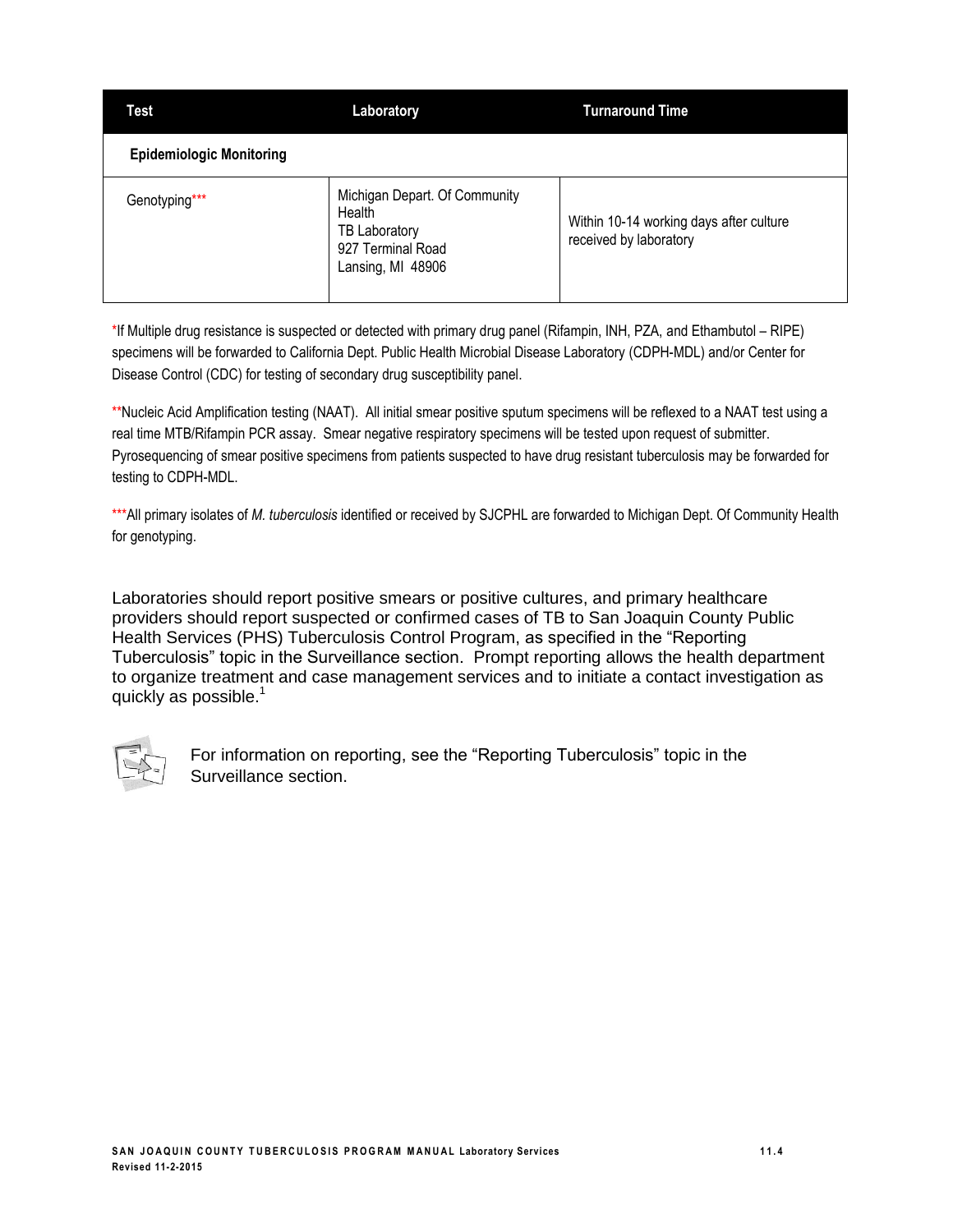| Test | Laboratory | Turnaround Time |
|---|---|---|
| **Epidemiologic Monitoring** | | |
| Genotyping*** | Michigan Depart. Of Community Health<br>TB Laboratory<br>927 Terminal Road<br>Lansing, MI 48906 | Within 10-14 working days after culture received by laboratory |

*If Multiple drug resistance is suspected or detected with primary drug panel (Rifampin, INH, PZA, and Ethambutol – RIPE) specimens will be forwarded to California Dept. Public Health Microbial Disease Laboratory (CDPH-MDL) and/or Center for Disease Control (CDC) for testing of secondary drug susceptibility panel.

**Nucleic Acid Amplification testing (NAAT). All initial smear positive sputum specimens will be reflexed to a NAAT test using a real time MTB/Rifampin PCR assay. Smear negative respiratory specimens will be tested upon request of submitter. Pyrosequencing of smear positive specimens from patients suspected to have drug resistant tuberculosis may be forwarded for testing to CDPH-MDL.

***All primary isolates of *M. tuberculosis* identified or received by SJCPHL are forwarded to Michigan Dept. Of Community Health for genotyping.

Laboratories should report positive smears or positive cultures, and primary healthcare providers should report suspected or confirmed cases of TB to San Joaquin County Public Health Services (PHS) Tuberculosis Control Program, as specified in the "Reporting Tuberculosis" topic in the Surveillance section. Prompt reporting allows the health department to organize treatment and case management services and to initiate a contact investigation as quickly as possible.[1]

For information on reporting, see the "Reporting Tuberculosis" topic in the Surveillance section.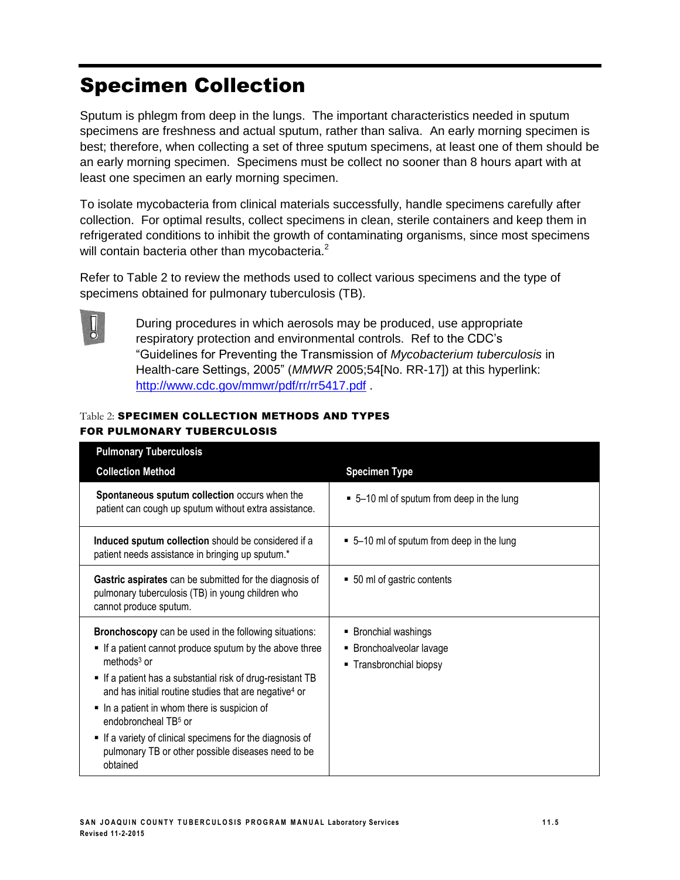# Specimen Collection

Sputum is phlegm from deep in the lungs. The important characteristics needed in sputum specimens are freshness and actual sputum, rather than saliva. An early morning specimen is best; therefore, when collecting a set of three sputum specimens, at least one of them should be an early morning specimen. Specimens must be collect no sooner than 8 hours apart with at least one specimen an early morning specimen.

To isolate mycobacteria from clinical materials successfully, handle specimens carefully after collection. For optimal results, collect specimens in clean, sterile containers and keep them in refrigerated conditions to inhibit the growth of contaminating organisms, since most specimens will contain bacteria other than mycobacteria.[2]

Refer to Table 2 to review the methods used to collect various specimens and the type of specimens obtained for pulmonary tuberculosis (TB).

During procedures in which aerosols may be produced, use appropriate respiratory protection and environmental controls. Ref to the CDC's "Guidelines for Preventing the Transmission of *Mycobacterium tuberculosis* in Health-care Settings, 2005" (*MMWR* 2005;54[No. RR-17]) at this hyperlink: http://www.cdc.gov/mmwr/pdf/rr/rr5417.pdf .

Table 2: **SPECIMEN COLLECTION METHODS AND TYPES FOR PULMONARY TUBERCULOSIS**

| Pulmonary Tuberculosis | |
|---|---|
| **Collection Method** | **Specimen Type** |
| **Spontaneous sputum collection** occurs when the patient can cough up sputum without extra assistance. | ▪ 5–10 ml of sputum from deep in the lung |
| **Induced sputum collection** should be considered if a patient needs assistance in bringing up sputum.* | ▪ 5–10 ml of sputum from deep in the lung |
| **Gastric aspirates** can be submitted for the diagnosis of pulmonary tuberculosis (TB) in young children who cannot produce sputum. | ▪ 50 ml of gastric contents |
| **Bronchoscopy** can be used in the following situations:<br>▪ If a patient cannot produce sputum by the above three methods[3] or<br>▪ If a patient has a substantial risk of drug-resistant TB and has initial routine studies that are negative[4] or<br>▪ In a patient in whom there is suspicion of endobroncheal TB[5] or<br>▪ If a variety of clinical specimens for the diagnosis of pulmonary TB or other possible diseases need to be obtained | ▪ Bronchial washings<br>▪ Bronchoalveolar lavage<br>▪ Transbronchial biopsy |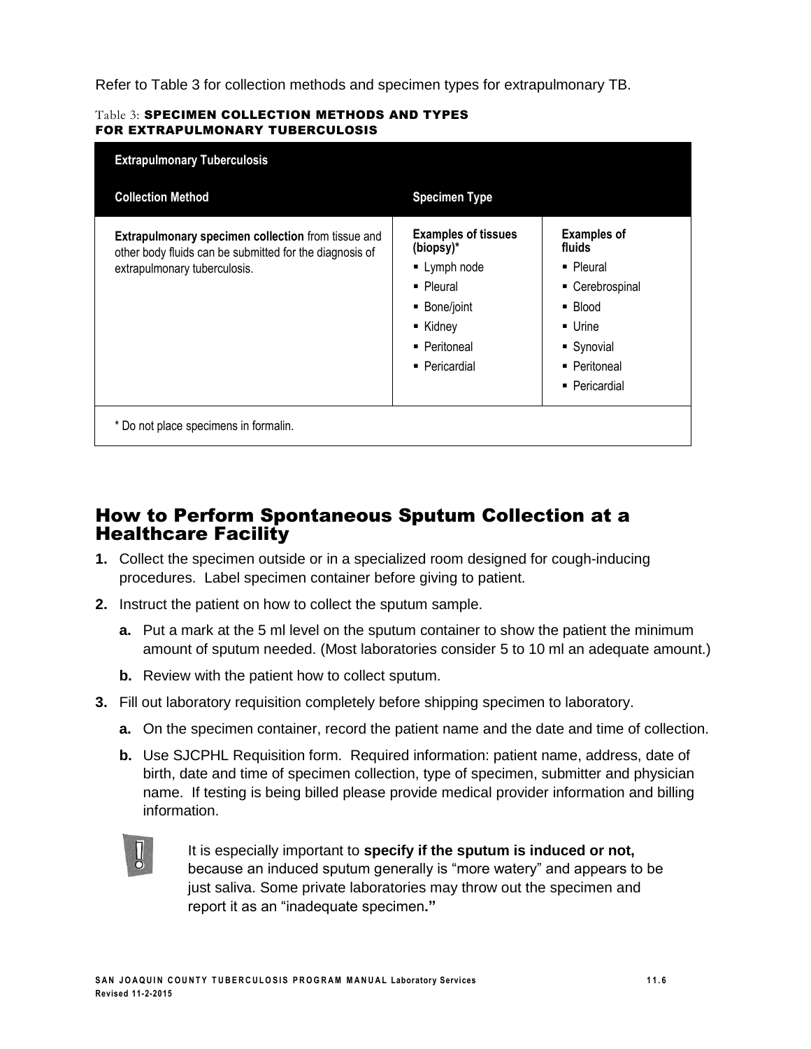Refer to Table 3 for collection methods and specimen types for extrapulmonary TB.

Table 3: **SPECIMEN COLLECTION METHODS AND TYPES FOR EXTRAPULMONARY TUBERCULOSIS**

| Extrapulmonary Tuberculosis | | |
|---|---|---|
| **Collection Method** | **Specimen Type** | |
| **Extrapulmonary specimen collection** from tissue and other body fluids can be submitted for the diagnosis of extrapulmonary tuberculosis. | **Examples of tissues (biopsy)***<br>▪ Lymph node<br>▪ Pleural<br>▪ Bone/joint<br>▪ Kidney<br>▪ Peritoneal<br>▪ Pericardial | **Examples of fluids**<br>▪ Pleural<br>▪ Cerebrospinal<br>▪ Blood<br>▪ Urine<br>▪ Synovial<br>▪ Peritoneal<br>▪ Pericardial |
| * Do not place specimens in formalin. | | |

## How to Perform Spontaneous Sputum Collection at a Healthcare Facility

1. Collect the specimen outside or in a specialized room designed for cough-inducing procedures. Label specimen container before giving to patient.
2. Instruct the patient on how to collect the sputum sample.
   a. Put a mark at the 5 ml level on the sputum container to show the patient the minimum amount of sputum needed. (Most laboratories consider 5 to 10 ml an adequate amount.)
   b. Review with the patient how to collect sputum.
3. Fill out laboratory requisition completely before shipping specimen to laboratory.
   a. On the specimen container, record the patient name and the date and time of collection.
   b. Use SJCPHL Requisition form. Required information: patient name, address, date of birth, date and time of specimen collection, type of specimen, submitter and physician name. If testing is being billed please provide medical provider information and billing information.

It is especially important to **specify if the sputum is induced or not,** because an induced sputum generally is "more watery" and appears to be just saliva. Some private laboratories may throw out the specimen and report it as an "inadequate specimen**."**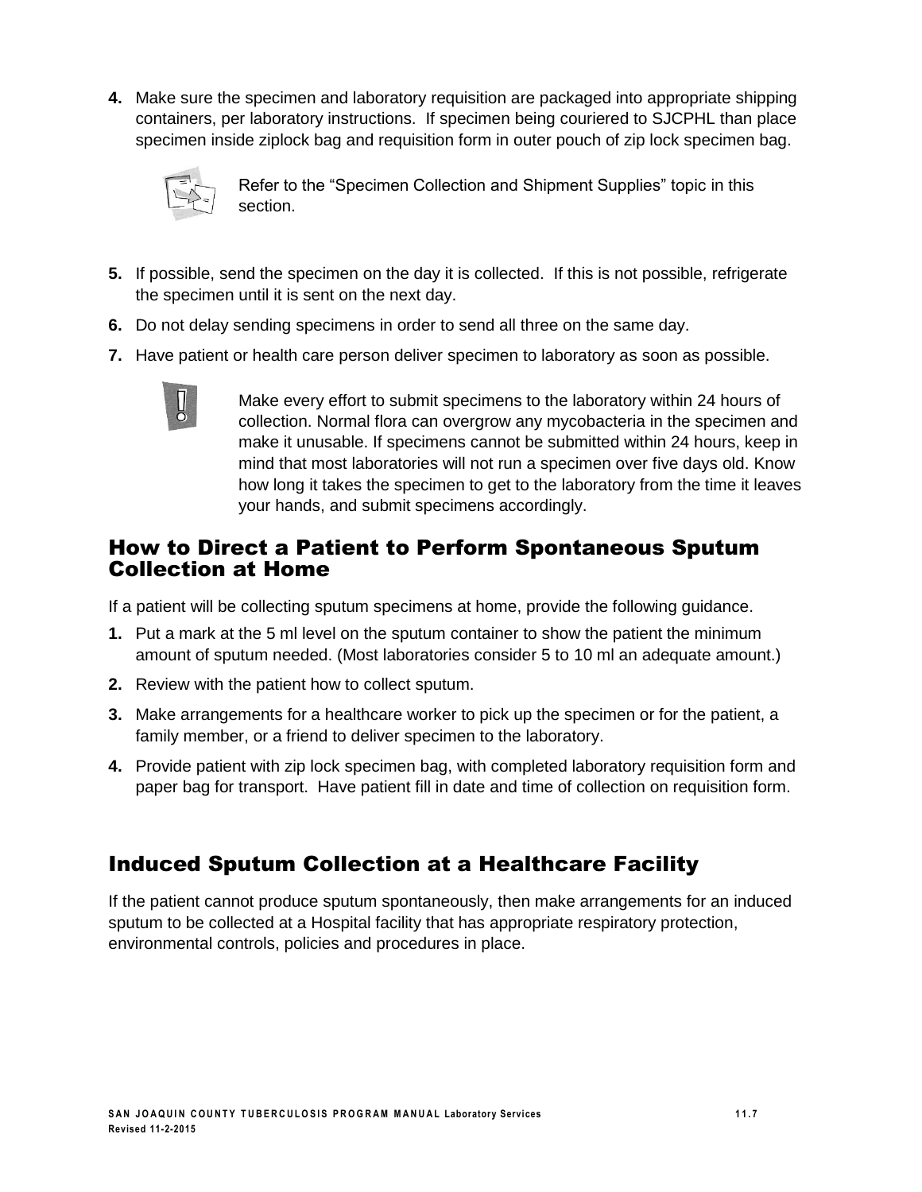4. Make sure the specimen and laboratory requisition are packaged into appropriate shipping containers, per laboratory instructions. If specimen being couriered to SJCPHL than place specimen inside ziplock bag and requisition form in outer pouch of zip lock specimen bag.

   Refer to the “Specimen Collection and Shipment Supplies” topic in this section.

5. If possible, send the specimen on the day it is collected. If this is not possible, refrigerate the specimen until it is sent on the next day.
6. Do not delay sending specimens in order to send all three on the same day.
7. Have patient or health care person deliver specimen to laboratory as soon as possible.

   Make every effort to submit specimens to the laboratory within 24 hours of collection. Normal flora can overgrow any mycobacteria in the specimen and make it unusable. If specimens cannot be submitted within 24 hours, keep in mind that most laboratories will not run a specimen over five days old. Know how long it takes the specimen to get to the laboratory from the time it leaves your hands, and submit specimens accordingly.

## How to Direct a Patient to Perform Spontaneous Sputum Collection at Home

If a patient will be collecting sputum specimens at home, provide the following guidance.

1. Put a mark at the 5 ml level on the sputum container to show the patient the minimum amount of sputum needed. (Most laboratories consider 5 to 10 ml an adequate amount.)
2. Review with the patient how to collect sputum.
3. Make arrangements for a healthcare worker to pick up the specimen or for the patient, a family member, or a friend to deliver specimen to the laboratory.
4. Provide patient with zip lock specimen bag, with completed laboratory requisition form and paper bag for transport. Have patient fill in date and time of collection on requisition form.

## Induced Sputum Collection at a Healthcare Facility

If the patient cannot produce sputum spontaneously, then make arrangements for an induced sputum to be collected at a Hospital facility that has appropriate respiratory protection, environmental controls, policies and procedures in place.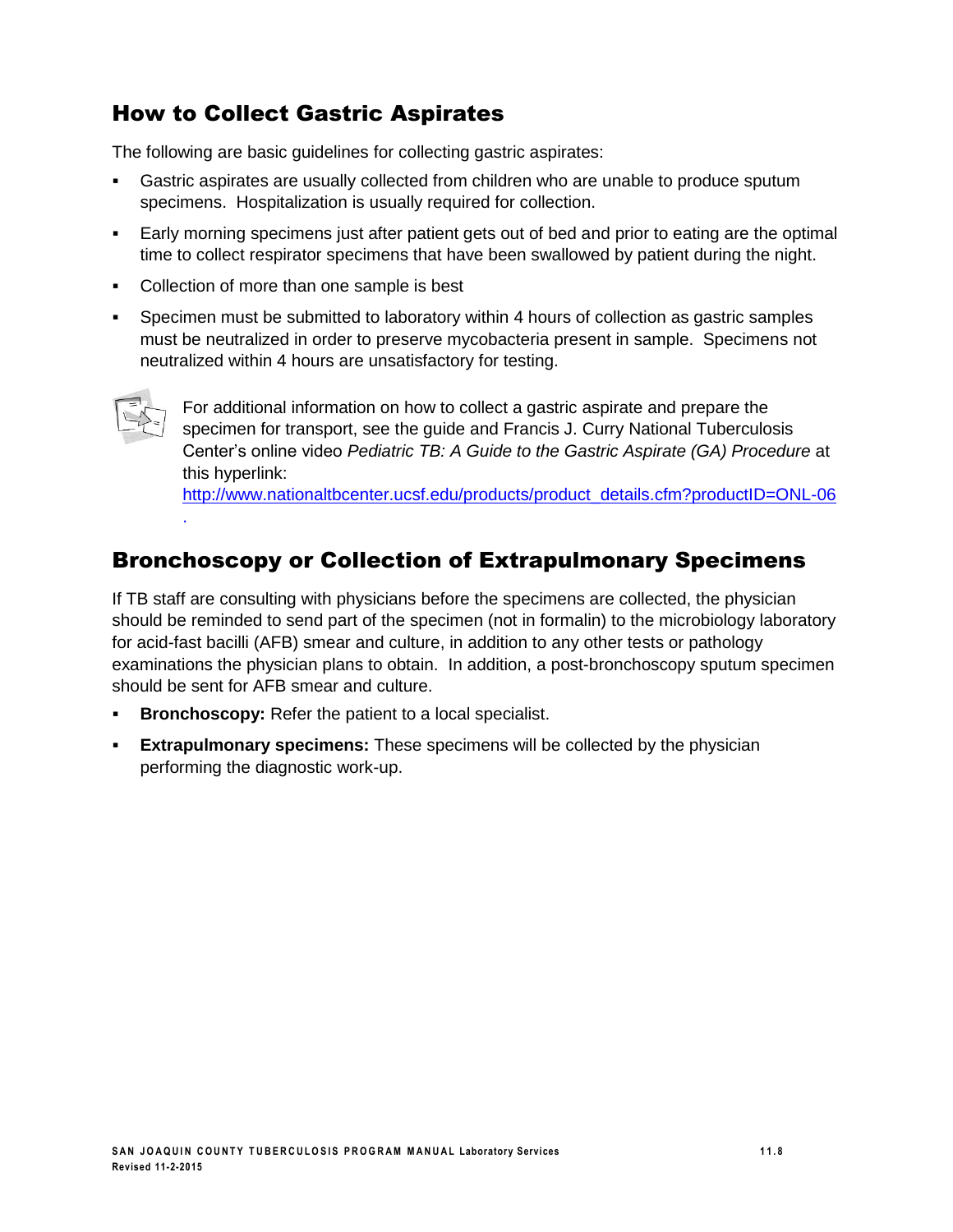## How to Collect Gastric Aspirates

The following are basic guidelines for collecting gastric aspirates:

- Gastric aspirates are usually collected from children who are unable to produce sputum specimens. Hospitalization is usually required for collection.
- Early morning specimens just after patient gets out of bed and prior to eating are the optimal time to collect respirator specimens that have been swallowed by patient during the night.
- Collection of more than one sample is best
- Specimen must be submitted to laboratory within 4 hours of collection as gastric samples must be neutralized in order to preserve mycobacteria present in sample. Specimens not neutralized within 4 hours are unsatisfactory for testing.

For additional information on how to collect a gastric aspirate and prepare the specimen for transport, see the guide and Francis J. Curry National Tuberculosis Center's online video *Pediatric TB: A Guide to the Gastric Aspirate (GA) Procedure* at this hyperlink: [http://www.nationaltbcenter.ucsf.edu/products/product_details.cfm?productID=ONL-06](http://www.nationaltbcenter.ucsf.edu/products/product_details.cfm?productID=ONL-06).

## Bronchoscopy or Collection of Extrapulmonary Specimens

If TB staff are consulting with physicians before the specimens are collected, the physician should be reminded to send part of the specimen (not in formalin) to the microbiology laboratory for acid-fast bacilli (AFB) smear and culture, in addition to any other tests or pathology examinations the physician plans to obtain. In addition, a post-bronchoscopy sputum specimen should be sent for AFB smear and culture.

- **Bronchoscopy:** Refer the patient to a local specialist.
- **Extrapulmonary specimens:** These specimens will be collected by the physician performing the diagnostic work-up.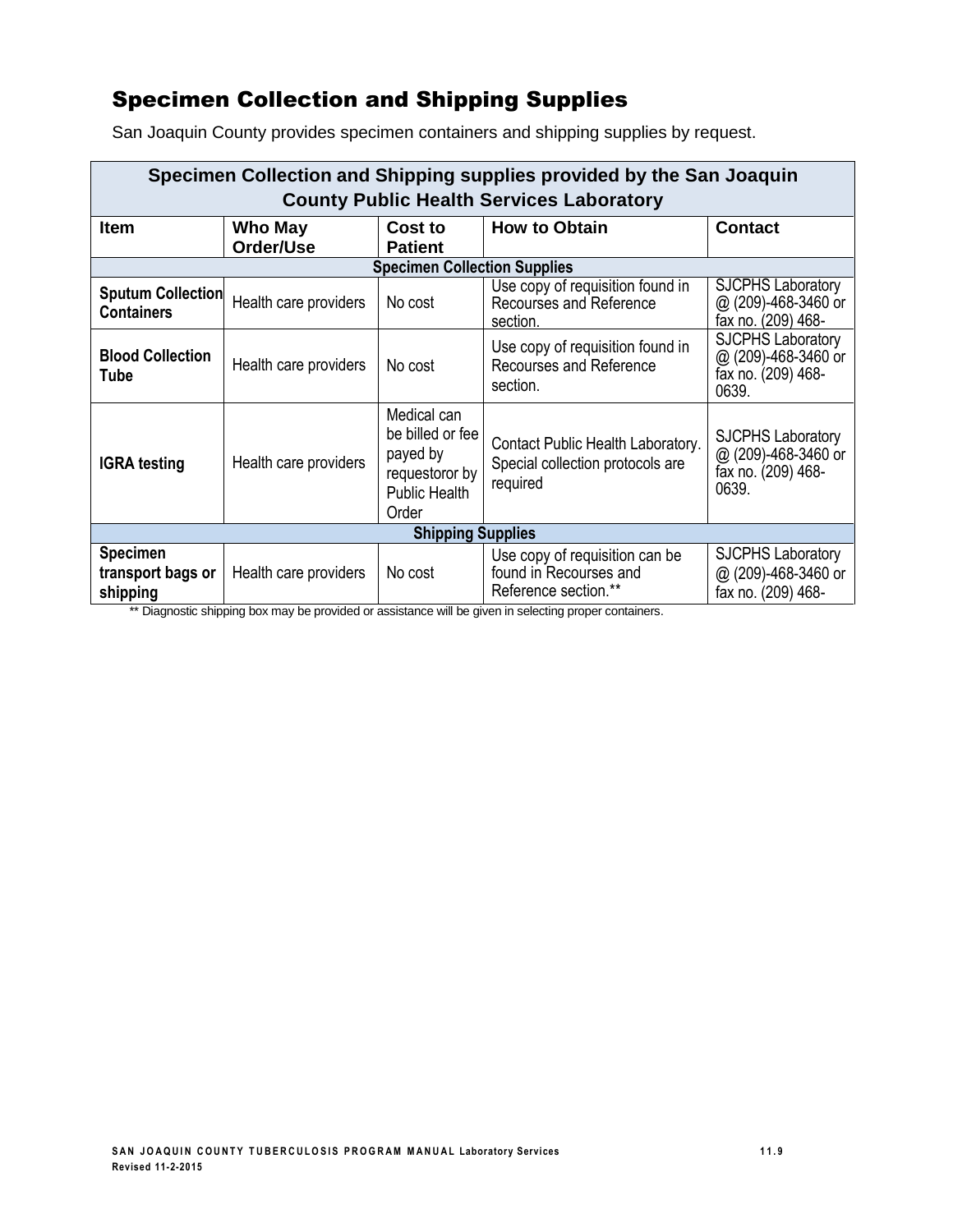## Specimen Collection and Shipping Supplies

San Joaquin County provides specimen containers and shipping supplies by request.

| Specimen Collection and Shipping supplies provided by the San Joaquin County Public Health Services Laboratory | | | | |
|---|---|---|---|---|
| **Item** | **Who May Order/Use** | **Cost to Patient** | **How to Obtain** | **Contact** |
| **Specimen Collection Supplies** | | | | |
| **Sputum Collection Containers** | Health care providers | No cost | Use copy of requisition found in Recourses and Reference section. | SJCPHS Laboratory @ (209)-468-3460 or fax no. (209) 468- |
| **Blood Collection Tube** | Health care providers | No cost | Use copy of requisition found in Recourses and Reference section. | SJCPHS Laboratory @ (209)-468-3460 or fax no. (209) 468-0639. |
| **IGRA testing** | Health care providers | Medical can be billed or fee payed by requestoror by Public Health Order | Contact Public Health Laboratory. Special collection protocols are required | SJCPHS Laboratory @ (209)-468-3460 or fax no. (209) 468-0639. |
| **Shipping Supplies** | | | | |
| **Specimen transport bags or shipping** | Health care providers | No cost | Use copy of requisition can be found in Recourses and Reference section.** | SJCPHS Laboratory @ (209)-468-3460 or fax no. (209) 468- |

** Diagnostic shipping box may be provided or assistance will be given in selecting proper containers.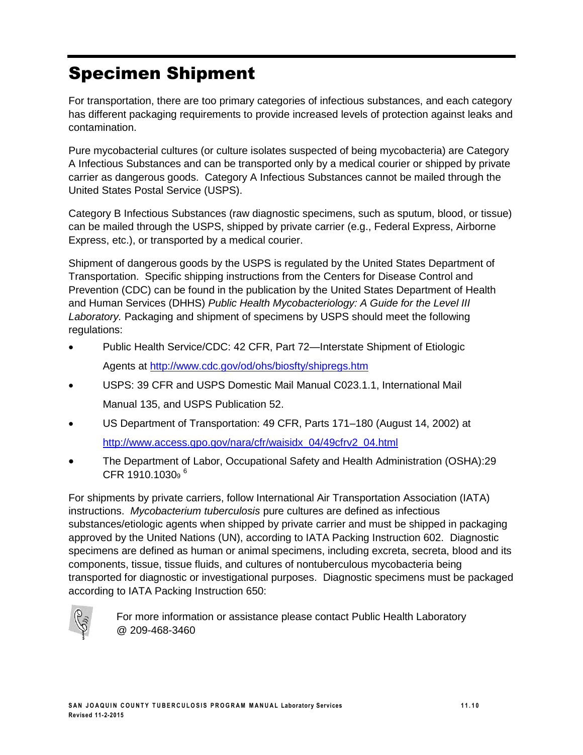# Specimen Shipment

For transportation, there are too primary categories of infectious substances, and each category has different packaging requirements to provide increased levels of protection against leaks and contamination.

Pure mycobacterial cultures (or culture isolates suspected of being mycobacteria) are Category A Infectious Substances and can be transported only by a medical courier or shipped by private carrier as dangerous goods. Category A Infectious Substances cannot be mailed through the United States Postal Service (USPS).

Category B Infectious Substances (raw diagnostic specimens, such as sputum, blood, or tissue) can be mailed through the USPS, shipped by private carrier (e.g., Federal Express, Airborne Express, etc.), or transported by a medical courier.

Shipment of dangerous goods by the USPS is regulated by the United States Department of Transportation. Specific shipping instructions from the Centers for Disease Control and Prevention (CDC) can be found in the publication by the United States Department of Health and Human Services (DHHS) *Public Health Mycobacteriology: A Guide for the Level III Laboratory.* Packaging and shipment of specimens by USPS should meet the following regulations:

- Public Health Service/CDC: 42 CFR, Part 72—Interstate Shipment of Etiologic Agents at http://www.cdc.gov/od/ohs/biosfty/shipregs.htm
- USPS: 39 CFR and USPS Domestic Mail Manual C023.1.1, International Mail Manual 135, and USPS Publication 52.
- US Department of Transportation: 49 CFR, Parts 171–180 (August 14, 2002) at http://www.access.gpo.gov/nara/cfr/waisidx_04/49cfrv2_04.html
- The Department of Labor, Occupational Safety and Health Administration (OSHA):29 CFR 1910.1030[9] [6]

For shipments by private carriers, follow International Air Transportation Association (IATA) instructions. *Mycobacterium tuberculosis* pure cultures are defined as infectious substances/etiologic agents when shipped by private carrier and must be shipped in packaging approved by the United Nations (UN), according to IATA Packing Instruction 602. Diagnostic specimens are defined as human or animal specimens, including excreta, secreta, blood and its components, tissue, tissue fluids, and cultures of nontuberculous mycobacteria being transported for diagnostic or investigational purposes. Diagnostic specimens must be packaged according to IATA Packing Instruction 650:

For more information or assistance please contact Public Health Laboratory @ 209-468-3460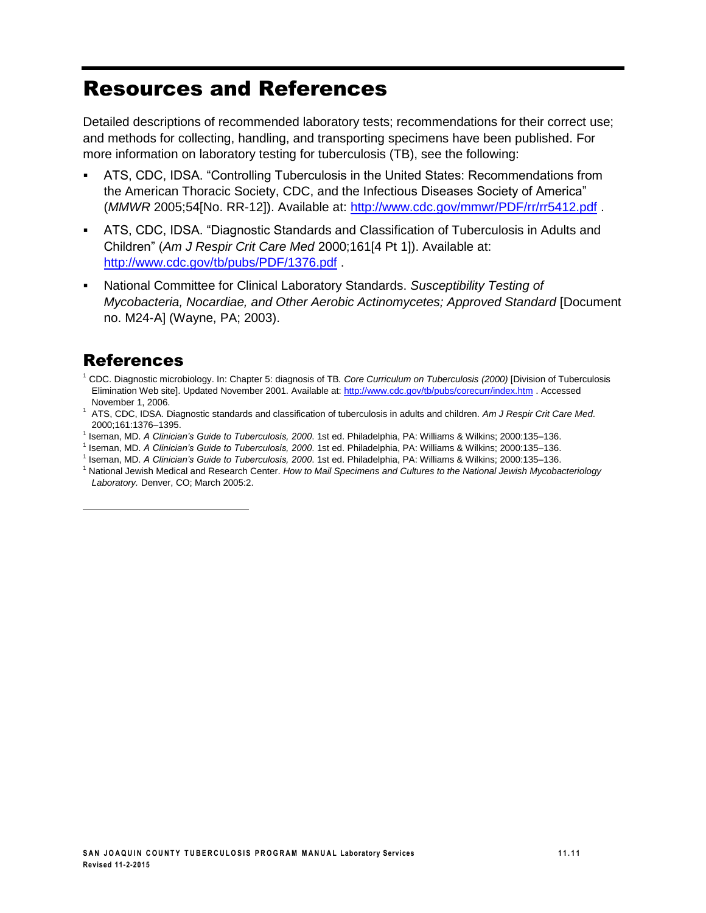# Resources and References

Detailed descriptions of recommended laboratory tests; recommendations for their correct use; and methods for collecting, handling, and transporting specimens have been published. For more information on laboratory testing for tuberculosis (TB), see the following:

- ATS, CDC, IDSA. "Controlling Tuberculosis in the United States: Recommendations from the American Thoracic Society, CDC, and the Infectious Diseases Society of America" (*MMWR* 2005;54[No. RR-12]). Available at: http://www.cdc.gov/mmwr/PDF/rr/rr5412.pdf .
- ATS, CDC, IDSA. "Diagnostic Standards and Classification of Tuberculosis in Adults and Children" (*Am J Respir Crit Care Med* 2000;161[4 Pt 1]). Available at: http://www.cdc.gov/tb/pubs/PDF/1376.pdf .
- National Committee for Clinical Laboratory Standards. *Susceptibility Testing of Mycobacteria, Nocardiae, and Other Aerobic Actinomycetes; Approved Standard* [Document no. M24-A] (Wayne, PA; 2003).

## References

[1] CDC. Diagnostic microbiology. In: Chapter 5: diagnosis of TB. *Core Curriculum on Tuberculosis (2000)* [Division of Tuberculosis Elimination Web site]. Updated November 2001. Available at: http://www.cdc.gov/tb/pubs/corecurr/index.htm . Accessed November 1, 2006.

[1] ATS, CDC, IDSA. Diagnostic standards and classification of tuberculosis in adults and children. *Am J Respir Crit Care Med*. 2000;161:1376–1395.

[1] Iseman, MD. *A Clinician's Guide to Tuberculosis, 2000*. 1st ed. Philadelphia, PA: Williams & Wilkins; 2000:135–136.

[1] Iseman, MD. *A Clinician's Guide to Tuberculosis, 2000*. 1st ed. Philadelphia, PA: Williams & Wilkins; 2000:135–136.

[1] Iseman, MD. *A Clinician's Guide to Tuberculosis, 2000*. 1st ed. Philadelphia, PA: Williams & Wilkins; 2000:135–136.

[1] National Jewish Medical and Research Center. *How to Mail Specimens and Cultures to the National Jewish Mycobacteriology Laboratory*. Denver, CO; March 2005:2.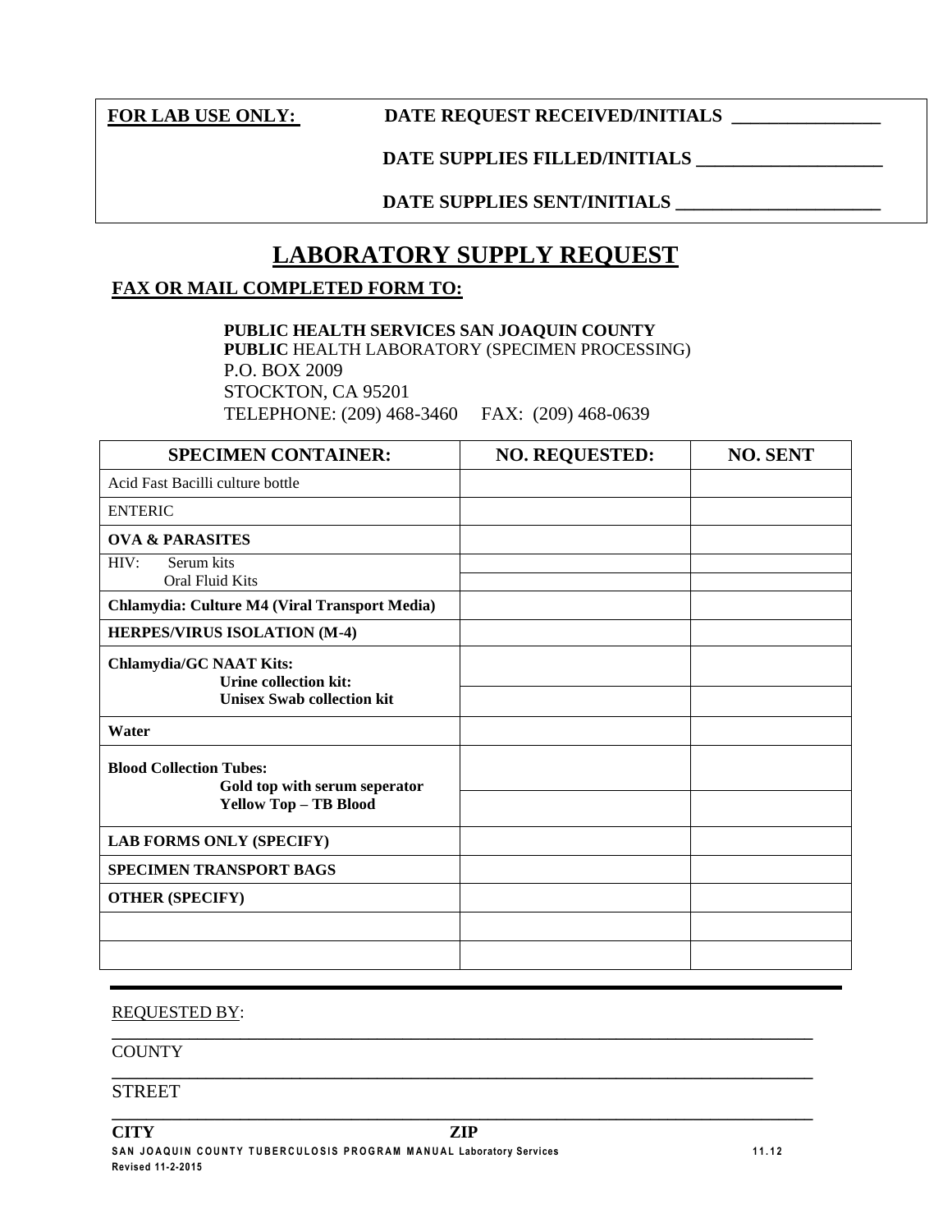**FOR LAB USE ONLY:** **DATE REQUEST RECEIVED/INITIALS** ________________

**DATE SUPPLIES FILLED/INITIALS** ____________________

**DATE SUPPLIES SENT/INITIALS** ______________________

# LABORATORY SUPPLY REQUEST

**FAX OR MAIL COMPLETED FORM TO:**

**PUBLIC HEALTH SERVICES SAN JOAQUIN COUNTY**
**PUBLIC** HEALTH LABORATORY (SPECIMEN PROCESSING)
P.O. BOX 2009
STOCKTON, CA 95201
TELEPHONE: (209) 468-3460 FAX: (209) 468-0639

| SPECIMEN CONTAINER: | NO. REQUESTED: | NO. SENT |
|---|---|---|
| Acid Fast Bacilli culture bottle | | |
| ENTERIC | | |
| **OVA & PARASITES** | | |
| HIV: Serum kits | | |
| Oral Fluid Kits | | |
| **Chlamydia: Culture M4 (Viral Transport Media)** | | |
| **HERPES/VIRUS ISOLATION (M-4)** | | |
| **Chlamydia/GC NAAT Kits: Urine collection kit:** | | |
| **Unisex Swab collection kit** | | |
| **Water** | | |
| **Blood Collection Tubes: Gold top with serum seperator** | | |
| **Yellow Top – TB Blood** | | |
| **LAB FORMS ONLY (SPECIFY)** | | |
| **SPECIMEN TRANSPORT BAGS** | | |
| **OTHER (SPECIFY)** | | |
| | | |
| | | |

REQUESTED BY:

______________________________________________________________________________

COUNTY

______________________________________________________________________________

STREET

______________________________________________________________________________

**CITY** **ZIP**